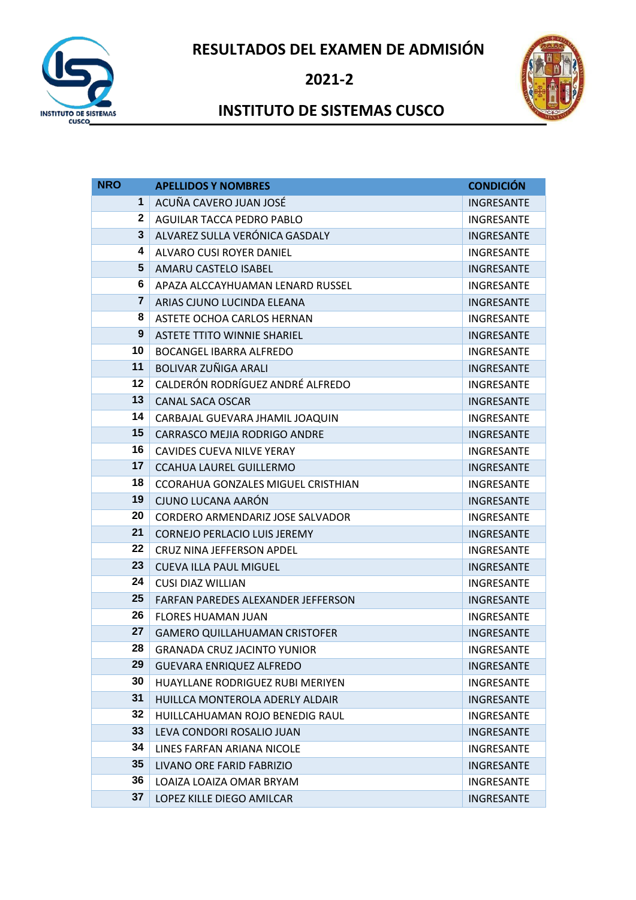# RESULTADOS DEL EXAMEN DE ADMISIÓN

## 2021-2

## INSTITUTO DE SISTEMAS CUSCO

| NRO | APELLIDOS Y NOMBRES | CONDICIÓN |
|---|---|---|
| 1 | ACUÑA CAVERO JUAN JOSÉ | INGRESANTE |
| 2 | AGUILAR TACCA PEDRO PABLO | INGRESANTE |
| 3 | ALVAREZ SULLA VERÓNICA GASDALY | INGRESANTE |
| 4 | ALVARO CUSI ROYER DANIEL | INGRESANTE |
| 5 | AMARU CASTELO ISABEL | INGRESANTE |
| 6 | APAZA ALCCAYHUAMAN LENARD RUSSEL | INGRESANTE |
| 7 | ARIAS CJUNO LUCINDA ELEANA | INGRESANTE |
| 8 | ASTETE OCHOA CARLOS HERNAN | INGRESANTE |
| 9 | ASTETE TTITO WINNIE SHARIEL | INGRESANTE |
| 10 | BOCANGEL IBARRA ALFREDO | INGRESANTE |
| 11 | BOLIVAR ZUÑIGA ARALI | INGRESANTE |
| 12 | CALDERÓN RODRÍGUEZ ANDRÉ ALFREDO | INGRESANTE |
| 13 | CANAL SACA OSCAR | INGRESANTE |
| 14 | CARBAJAL GUEVARA JHAMIL JOAQUIN | INGRESANTE |
| 15 | CARRASCO MEJIA RODRIGO ANDRE | INGRESANTE |
| 16 | CAVIDES CUEVA NILVE YERAY | INGRESANTE |
| 17 | CCAHUA LAUREL GUILLERMO | INGRESANTE |
| 18 | CCORAHUA GONZALES MIGUEL CRISTHIAN | INGRESANTE |
| 19 | CJUNO LUCANA AARÓN | INGRESANTE |
| 20 | CORDERO ARMENDARIZ JOSE SALVADOR | INGRESANTE |
| 21 | CORNEJO PERLACIO LUIS JEREMY | INGRESANTE |
| 22 | CRUZ NINA JEFFERSON APDEL | INGRESANTE |
| 23 | CUEVA ILLA PAUL MIGUEL | INGRESANTE |
| 24 | CUSI DIAZ WILLIAN | INGRESANTE |
| 25 | FARFAN PAREDES ALEXANDER JEFFERSON | INGRESANTE |
| 26 | FLORES HUAMAN JUAN | INGRESANTE |
| 27 | GAMERO QUILLAHUAMAN CRISTOFER | INGRESANTE |
| 28 | GRANADA CRUZ JACINTO YUNIOR | INGRESANTE |
| 29 | GUEVARA ENRIQUEZ ALFREDO | INGRESANTE |
| 30 | HUAYLLANE RODRIGUEZ RUBI MERIYEN | INGRESANTE |
| 31 | HUILLCA MONTEROLA ADERLY ALDAIR | INGRESANTE |
| 32 | HUILLCAHUAMAN ROJO BENEDIG RAUL | INGRESANTE |
| 33 | LEVA CONDORI ROSALIO JUAN | INGRESANTE |
| 34 | LINES FARFAN ARIANA NICOLE | INGRESANTE |
| 35 | LIVANO ORE FARID FABRIZIO | INGRESANTE |
| 36 | LOAIZA LOAIZA OMAR BRYAM | INGRESANTE |
| 37 | LOPEZ KILLE DIEGO AMILCAR | INGRESANTE |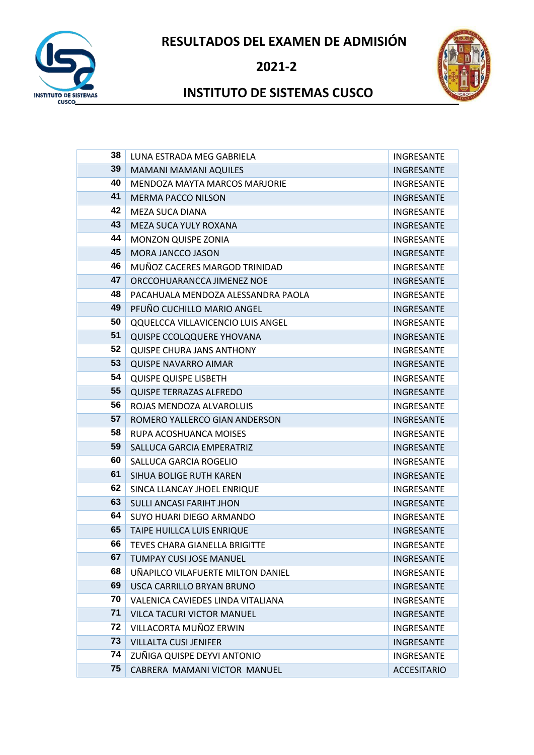# RESULTADOS DEL EXAMEN DE ADMISIÓN

## 2021-2

## INSTITUTO DE SISTEMAS CUSCO

| 38 | LUNA ESTRADA MEG GABRIELA | INGRESANTE |
|---|---|---|
| 39 | MAMANI MAMANI AQUILES | INGRESANTE |
| 40 | MENDOZA MAYTA MARCOS MARJORIE | INGRESANTE |
| 41 | MERMA PACCO NILSON | INGRESANTE |
| 42 | MEZA SUCA DIANA | INGRESANTE |
| 43 | MEZA SUCA YULY ROXANA | INGRESANTE |
| 44 | MONZON QUISPE ZONIA | INGRESANTE |
| 45 | MORA JANCCO JASON | INGRESANTE |
| 46 | MUÑOZ CACERES MARGOD TRINIDAD | INGRESANTE |
| 47 | ORCCOHUARANCCA JIMENEZ NOE | INGRESANTE |
| 48 | PACAHUALA MENDOZA ALESSANDRA PAOLA | INGRESANTE |
| 49 | PFUÑO CUCHILLO MARIO ANGEL | INGRESANTE |
| 50 | QQUELCCA VILLAVICENCIO LUIS ANGEL | INGRESANTE |
| 51 | QUISPE CCOLQQUERE YHOVANA | INGRESANTE |
| 52 | QUISPE CHURA JANS ANTHONY | INGRESANTE |
| 53 | QUISPE NAVARRO AIMAR | INGRESANTE |
| 54 | QUISPE QUISPE LISBETH | INGRESANTE |
| 55 | QUISPE TERRAZAS ALFREDO | INGRESANTE |
| 56 | ROJAS MENDOZA ALVAROLUIS | INGRESANTE |
| 57 | ROMERO YALLERCO GIAN ANDERSON | INGRESANTE |
| 58 | RUPA ACOSHUANCA MOISES | INGRESANTE |
| 59 | SALLUCA GARCIA EMPERATRIZ | INGRESANTE |
| 60 | SALLUCA GARCIA ROGELIO | INGRESANTE |
| 61 | SIHUA BOLIGE RUTH KAREN | INGRESANTE |
| 62 | SINCA LLANCAY JHOEL ENRIQUE | INGRESANTE |
| 63 | SULLI ANCASI FARIHT JHON | INGRESANTE |
| 64 | SUYO HUARI DIEGO ARMANDO | INGRESANTE |
| 65 | TAIPE HUILLCA LUIS ENRIQUE | INGRESANTE |
| 66 | TEVES CHARA GIANELLA BRIGITTE | INGRESANTE |
| 67 | TUMPAY CUSI JOSE MANUEL | INGRESANTE |
| 68 | UÑAPILCO VILAFUERTE MILTON DANIEL | INGRESANTE |
| 69 | USCA CARRILLO BRYAN BRUNO | INGRESANTE |
| 70 | VALENICA CAVIEDES LINDA VITALIANA | INGRESANTE |
| 71 | VILCA TACURI VICTOR MANUEL | INGRESANTE |
| 72 | VILLACORTA MUÑOZ ERWIN | INGRESANTE |
| 73 | VILLALTA CUSI JENIFER | INGRESANTE |
| 74 | ZUÑIGA QUISPE DEYVI ANTONIO | INGRESANTE |
| 75 | CABRERA MAMANI VICTOR MANUEL | ACCESITARIO |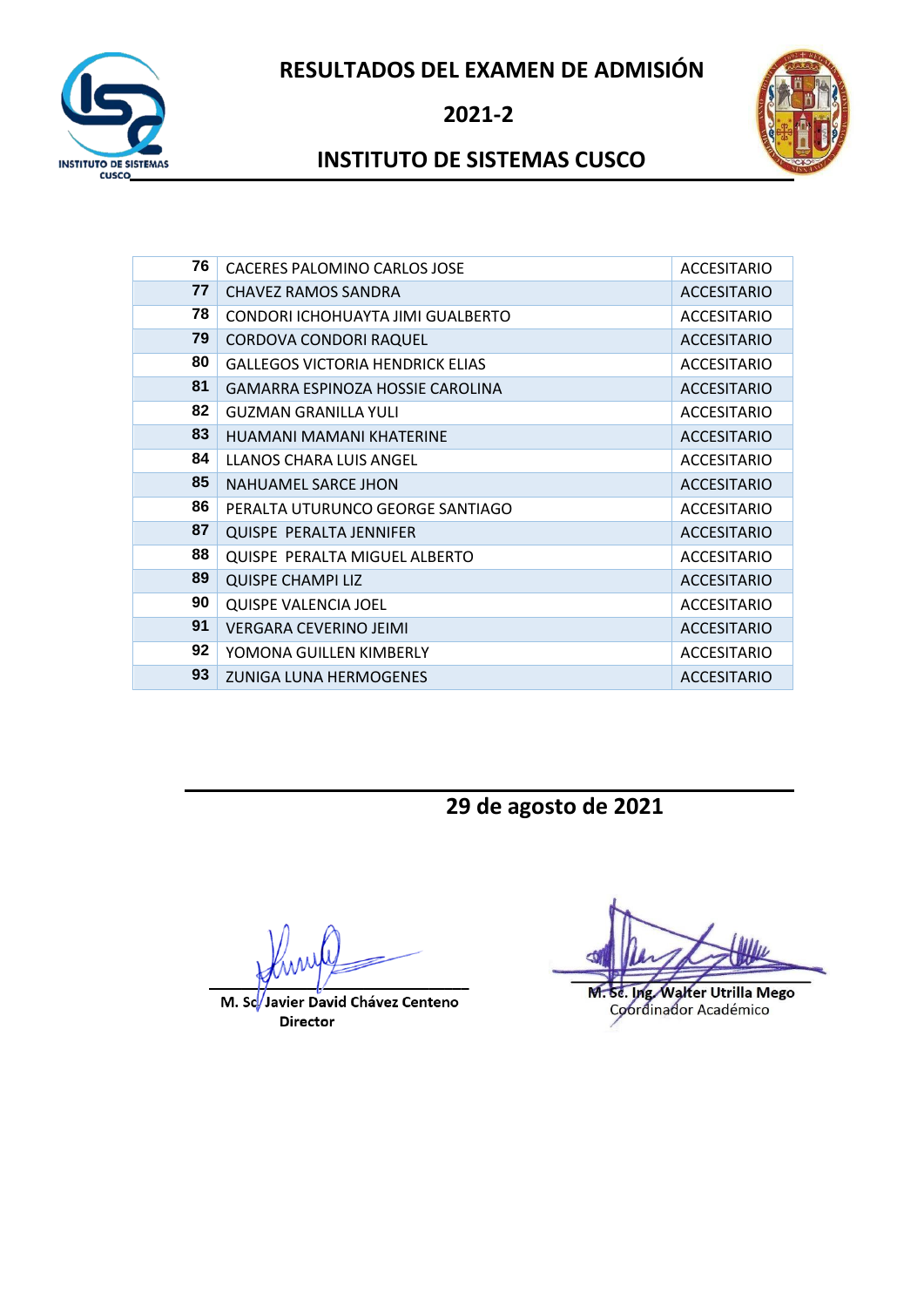# RESULTADOS DEL EXAMEN DE ADMISIÓN

## 2021-2

## INSTITUTO DE SISTEMAS CUSCO

| | | |
|---|---|---|
| 76 | CACERES PALOMINO CARLOS JOSE | ACCESITARIO |
| 77 | CHAVEZ RAMOS SANDRA | ACCESITARIO |
| 78 | CONDORI ICHOHUAYTA JIMI GUALBERTO | ACCESITARIO |
| 79 | CORDOVA CONDORI RAQUEL | ACCESITARIO |
| 80 | GALLEGOS VICTORIA HENDRICK ELIAS | ACCESITARIO |
| 81 | GAMARRA ESPINOZA HOSSIE CAROLINA | ACCESITARIO |
| 82 | GUZMAN GRANILLA YULI | ACCESITARIO |
| 83 | HUAMANI MAMANI KHATERINE | ACCESITARIO |
| 84 | LLANOS CHARA LUIS ANGEL | ACCESITARIO |
| 85 | NAHUAMEL SARCE JHON | ACCESITARIO |
| 86 | PERALTA UTURUNCO GEORGE SANTIAGO | ACCESITARIO |
| 87 | QUISPE PERALTA JENNIFER | ACCESITARIO |
| 88 | QUISPE PERALTA MIGUEL ALBERTO | ACCESITARIO |
| 89 | QUISPE CHAMPI LIZ | ACCESITARIO |
| 90 | QUISPE VALENCIA JOEL | ACCESITARIO |
| 91 | VERGARA CEVERINO JEIMI | ACCESITARIO |
| 92 | YOMONA GUILLEN KIMBERLY | ACCESITARIO |
| 93 | ZUNIGA LUNA HERMOGENES | ACCESITARIO |

**29 de agosto de 2021**

**M. Sc. Javier David Chávez Centeno**
**Director**

**M. Sc. Ing. Walter Utrilla Mego**
Coordinador Académico